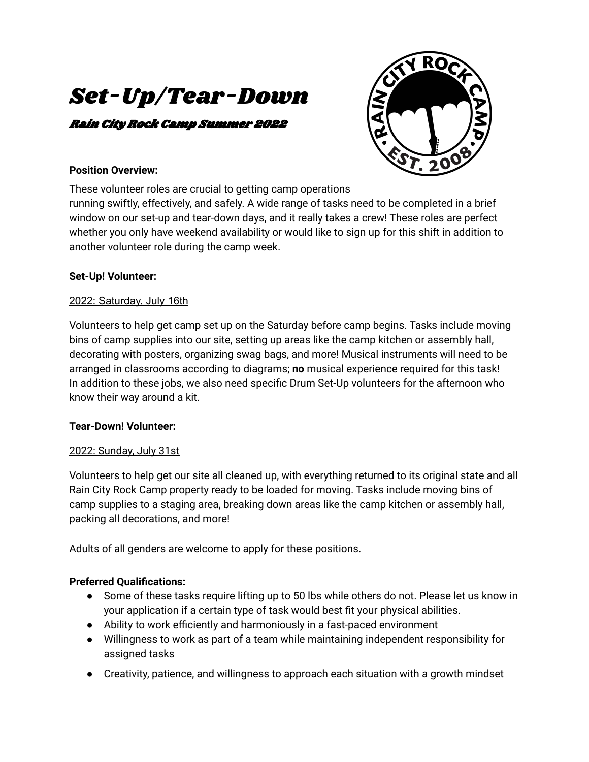# *Set-Up/Tear-Down*

### *Rain City Rock Camp Summer 2022*

**Position Overview:**

These volunteer roles are crucial to getting camp operations running swiftly, effectively, and safely. A wide range of tasks need to be completed in a brief window on our set-up and tear-down days, and it really takes a crew! These roles are perfect whether you only have weekend availability or would like to sign up for this shift in addition to another volunteer role during the camp week.

**Set-Up! Volunteer:**

2022: Saturday, July 16th

Volunteers to help get camp set up on the Saturday before camp begins. Tasks include moving bins of camp supplies into our site, setting up areas like the camp kitchen or assembly hall, decorating with posters, organizing swag bags, and more! Musical instruments will need to be arranged in classrooms according to diagrams; **no** musical experience required for this task! In addition to these jobs, we also need specific Drum Set-Up volunteers for the afternoon who know their way around a kit.

**Tear-Down! Volunteer:**

2022: Sunday, July 31st

Volunteers to help get our site all cleaned up, with everything returned to its original state and all Rain City Rock Camp property ready to be loaded for moving. Tasks include moving bins of camp supplies to a staging area, breaking down areas like the camp kitchen or assembly hall, packing all decorations, and more!

Adults of all genders are welcome to apply for these positions.

**Preferred Qualifications:**

- Some of these tasks require lifting up to 50 lbs while others do not. Please let us know in your application if a certain type of task would best fit your physical abilities.
- Ability to work efficiently and harmoniously in a fast-paced environment
- Willingness to work as part of a team while maintaining independent responsibility for assigned tasks
- Creativity, patience, and willingness to approach each situation with a growth mindset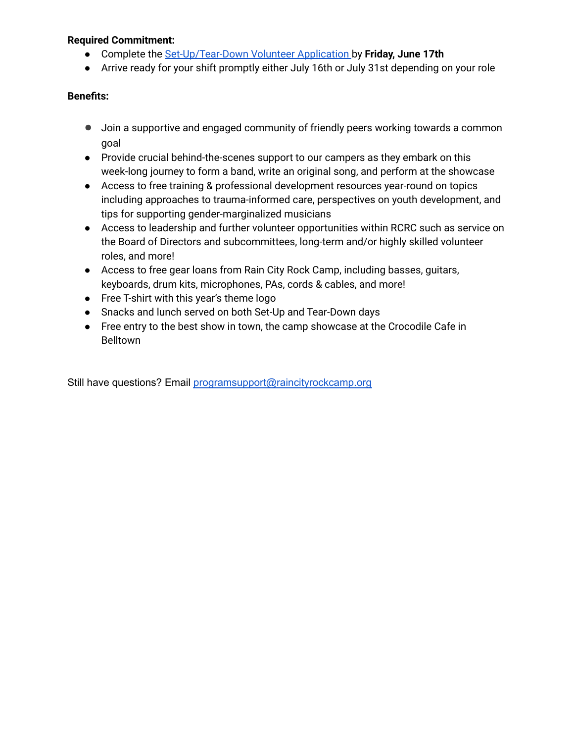**Required Commitment:**

- Complete the [Set-Up/Tear-Down Volunteer Application](#) by **Friday, June 17th**
- Arrive ready for your shift promptly either July 16th or July 31st depending on your role

**Benefits:**

- Join a supportive and engaged community of friendly peers working towards a common goal
- Provide crucial behind-the-scenes support to our campers as they embark on this week-long journey to form a band, write an original song, and perform at the showcase
- Access to free training & professional development resources year-round on topics including approaches to trauma-informed care, perspectives on youth development, and tips for supporting gender-marginalized musicians
- Access to leadership and further volunteer opportunities within RCRC such as service on the Board of Directors and subcommittees, long-term and/or highly skilled volunteer roles, and more!
- Access to free gear loans from Rain City Rock Camp, including basses, guitars, keyboards, drum kits, microphones, PAs, cords & cables, and more!
- Free T-shirt with this year's theme logo
- Snacks and lunch served on both Set-Up and Tear-Down days
- Free entry to the best show in town, the camp showcase at the Crocodile Cafe in Belltown

Still have questions? Email [programsupport@raincityrockcamp.org](mailto:programsupport@raincityrockcamp.org)